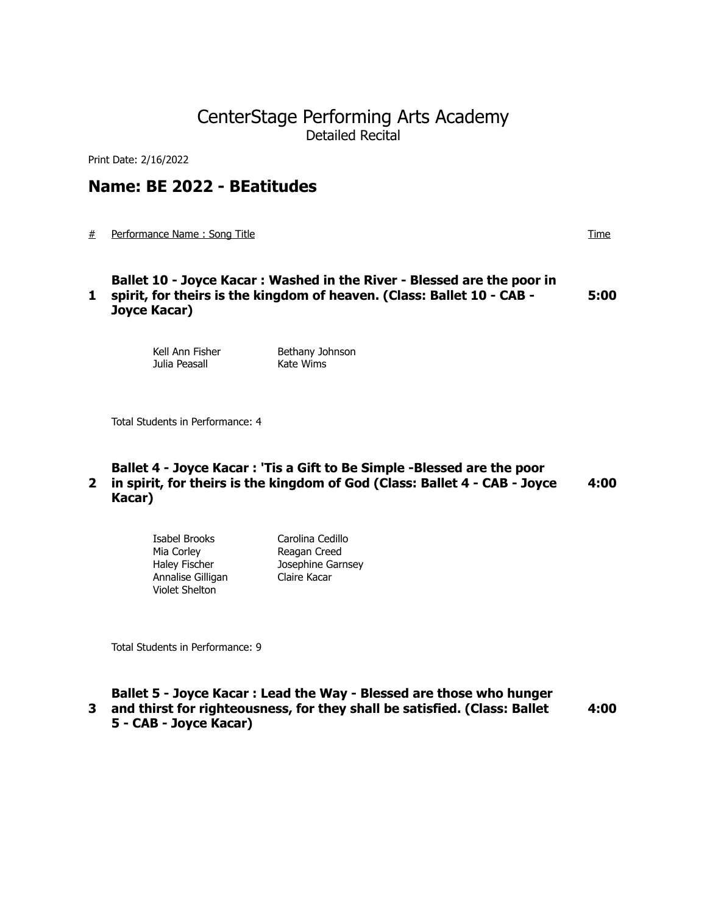# CenterStage Performing Arts Academy

Detailed Recital

Print Date: 2/16/2022

## Name: BE 2022 - BEatitudes

| # | Performance Name : Song Title | Time |
|---|---|---|
| **1** | **Ballet 10 - Joyce Kacar : Washed in the River - Blessed are the poor in spirit, for theirs is the kingdom of heaven. (Class: Ballet 10 - CAB - Joyce Kacar)** | **5:00** |

Kell Ann Fisher
Bethany Johnson
Julia Peasall
Kate Wims

Total Students in Performance: 4

| # | Performance Name : Song Title | Time |
|---|---|---|
| **2** | **Ballet 4 - Joyce Kacar : 'Tis a Gift to Be Simple -Blessed are the poor in spirit, for theirs is the kingdom of God (Class: Ballet 4 - CAB - Joyce Kacar)** | **4:00** |

Isabel Brooks
Carolina Cedillo
Mia Corley
Reagan Creed
Haley Fischer
Josephine Garnsey
Annalise Gilligan
Claire Kacar
Violet Shelton

Total Students in Performance: 9

| # | Performance Name : Song Title | Time |
|---|---|---|
| **3** | **Ballet 5 - Joyce Kacar : Lead the Way - Blessed are those who hunger and thirst for righteousness, for they shall be satisfied. (Class: Ballet 5 - CAB - Joyce Kacar)** | **4:00** |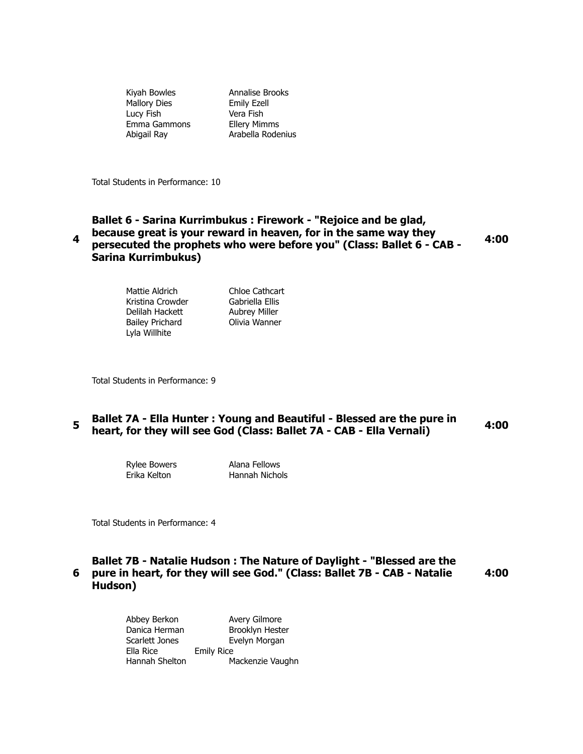Kiyah Bowles
Annalise Brooks
Mallory Dies
Emily Ezell
Lucy Fish
Vera Fish
Emma Gammons
Ellery Mimms
Abigail Ray
Arabella Rodenius

Total Students in Performance: 10

**4** **Ballet 6 - Sarina Kurrimbukus : Firework - "Rejoice and be glad, because great is your reward in heaven, for in the same way they persecuted the prophets who were before you" (Class: Ballet 6 - CAB - Sarina Kurrimbukus)** **4:00**

Mattie Aldrich
Chloe Cathcart
Kristina Crowder
Gabriella Ellis
Delilah Hackett
Aubrey Miller
Bailey Prichard
Olivia Wanner
Lyla Willhite

Total Students in Performance: 9

**5** **Ballet 7A - Ella Hunter : Young and Beautiful - Blessed are the pure in heart, for they will see God (Class: Ballet 7A - CAB - Ella Vernali)** **4:00**

Rylee Bowers
Alana Fellows
Erika Kelton
Hannah Nichols

Total Students in Performance: 4

**6** **Ballet 7B - Natalie Hudson : The Nature of Daylight - "Blessed are the pure in heart, for they will see God." (Class: Ballet 7B - CAB - Natalie Hudson)** **4:00**

Abbey Berkon
Avery Gilmore
Danica Herman
Brooklyn Hester
Scarlett Jones
Evelyn Morgan
Ella Rice
Emily Rice
Hannah Shelton
Mackenzie Vaughn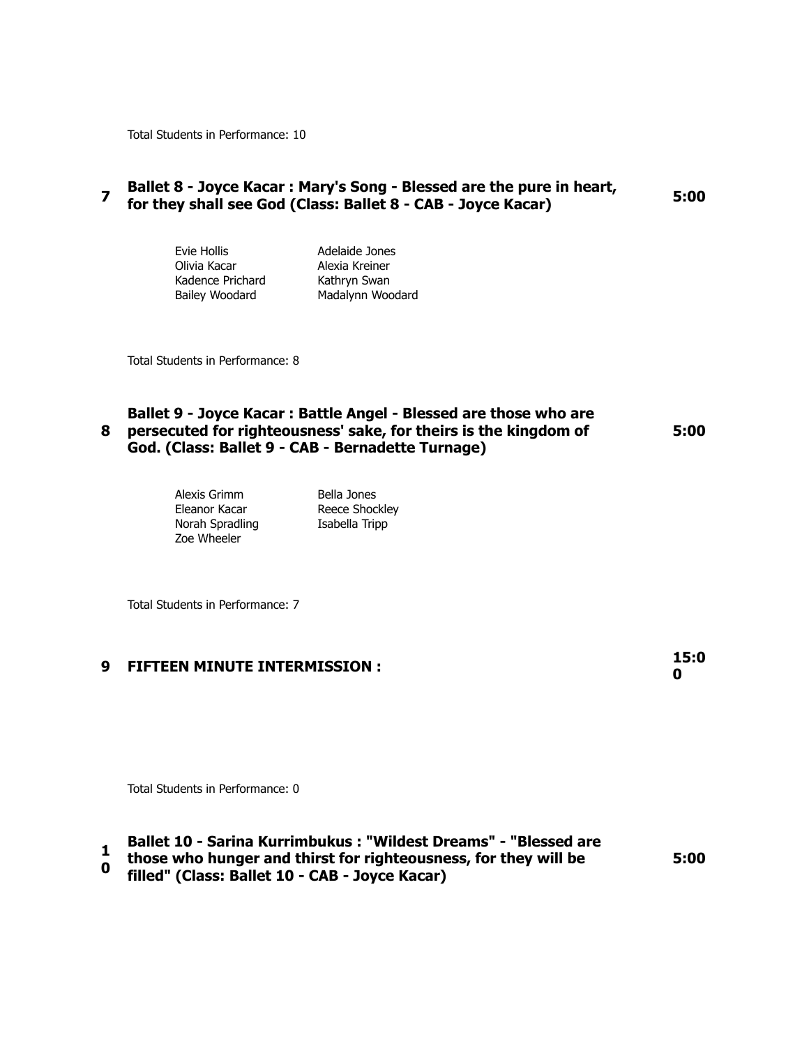Total Students in Performance: 10

**7 Ballet 8 - Joyce Kacar : Mary's Song - Blessed are the pure in heart, for they shall see God (Class: Ballet 8 - CAB - Joyce Kacar)** **5:00**

| | |
|---|---|
| Evie Hollis | Adelaide Jones |
| Olivia Kacar | Alexia Kreiner |
| Kadence Prichard | Kathryn Swan |
| Bailey Woodard | Madalynn Woodard |

Total Students in Performance: 8

**8 Ballet 9 - Joyce Kacar : Battle Angel - Blessed are those who are persecuted for righteousness' sake, for theirs is the kingdom of God. (Class: Ballet 9 - CAB - Bernadette Turnage)** **5:00**

| | |
|---|---|
| Alexis Grimm | Bella Jones |
| Eleanor Kacar | Reece Shockley |
| Norah Spradling | Isabella Tripp |
| Zoe Wheeler | |

Total Students in Performance: 7

**9 FIFTEEN MINUTE INTERMISSION :** **15:00**

Total Students in Performance: 0

**10 Ballet 10 - Sarina Kurrimbukus : "Wildest Dreams" - "Blessed are those who hunger and thirst for righteousness, for they will be filled" (Class: Ballet 10 - CAB - Joyce Kacar)** **5:00**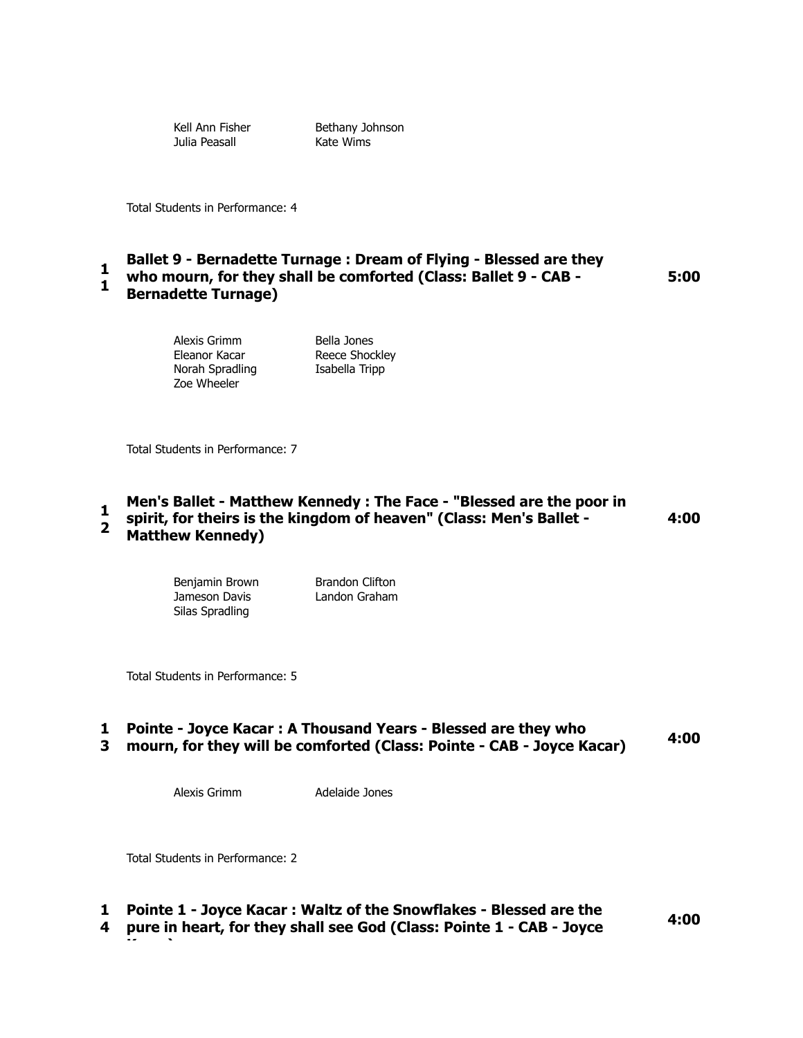Kell Ann Fisher
Bethany Johnson
Julia Peasall
Kate Wims

Total Students in Performance: 4

**11 Ballet 9 - Bernadette Turnage : Dream of Flying - Blessed are they who mourn, for they shall be comforted (Class: Ballet 9 - CAB - Bernadette Turnage) 5:00**

Alexis Grimm
Bella Jones
Eleanor Kacar
Reece Shockley
Norah Spradling
Isabella Tripp
Zoe Wheeler

Total Students in Performance: 7

**12 Men's Ballet - Matthew Kennedy : The Face - "Blessed are the poor in spirit, for theirs is the kingdom of heaven" (Class: Men's Ballet - Matthew Kennedy) 4:00**

Benjamin Brown
Brandon Clifton
Jameson Davis
Landon Graham
Silas Spradling

Total Students in Performance: 5

**13 Pointe - Joyce Kacar : A Thousand Years - Blessed are they who mourn, for they will be comforted (Class: Pointe - CAB - Joyce Kacar) 4:00**

Alexis Grimm
Adelaide Jones

Total Students in Performance: 2

**14 Pointe 1 - Joyce Kacar : Waltz of the Snowflakes - Blessed are the pure in heart, for they shall see God (Class: Pointe 1 - CAB - Joyce Kacar) 4:00**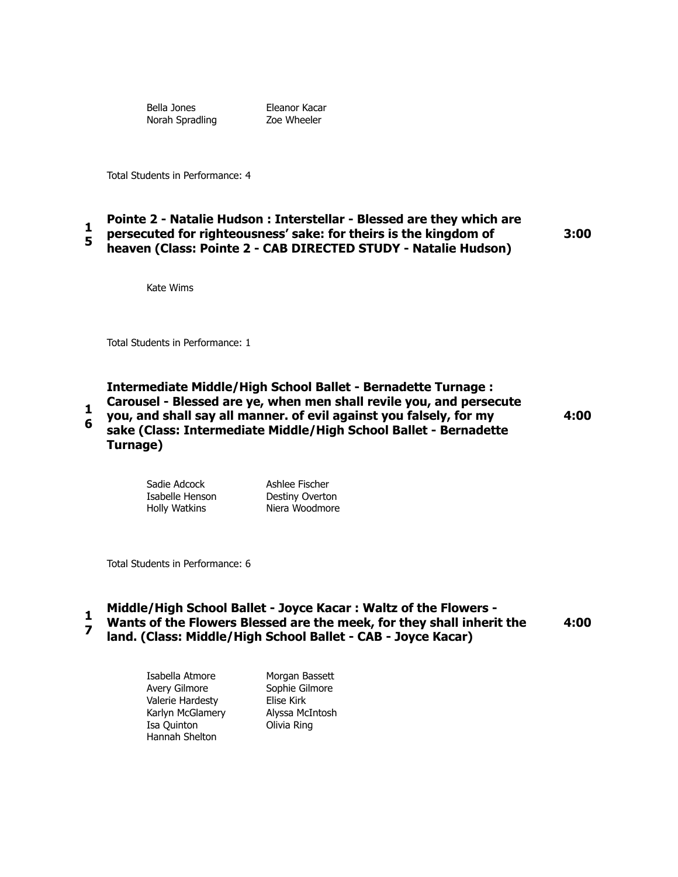Bella Jones
Eleanor Kacar
Norah Spradling
Zoe Wheeler

Total Students in Performance: 4

**15 Pointe 2 - Natalie Hudson : Interstellar - Blessed are they which are persecuted for righteousness' sake: for theirs is the kingdom of heaven (Class: Pointe 2 - CAB DIRECTED STUDY - Natalie Hudson) 3:00**

Kate Wims

Total Students in Performance: 1

**16 Intermediate Middle/High School Ballet - Bernadette Turnage : Carousel - Blessed are ye, when men shall revile you, and persecute you, and shall say all manner. of evil against you falsely, for my sake (Class: Intermediate Middle/High School Ballet - Bernadette Turnage) 4:00**

Sadie Adcock
Ashlee Fischer
Isabelle Henson
Destiny Overton
Holly Watkins
Niera Woodmore

Total Students in Performance: 6

**17 Middle/High School Ballet - Joyce Kacar : Waltz of the Flowers - Wants of the Flowers Blessed are the meek, for they shall inherit the land. (Class: Middle/High School Ballet - CAB - Joyce Kacar) 4:00**

Isabella Atmore
Morgan Bassett
Avery Gilmore
Sophie Gilmore
Valerie Hardesty
Elise Kirk
Karlyn McGlamery
Alyssa McIntosh
Isa Quinton
Olivia Ring
Hannah Shelton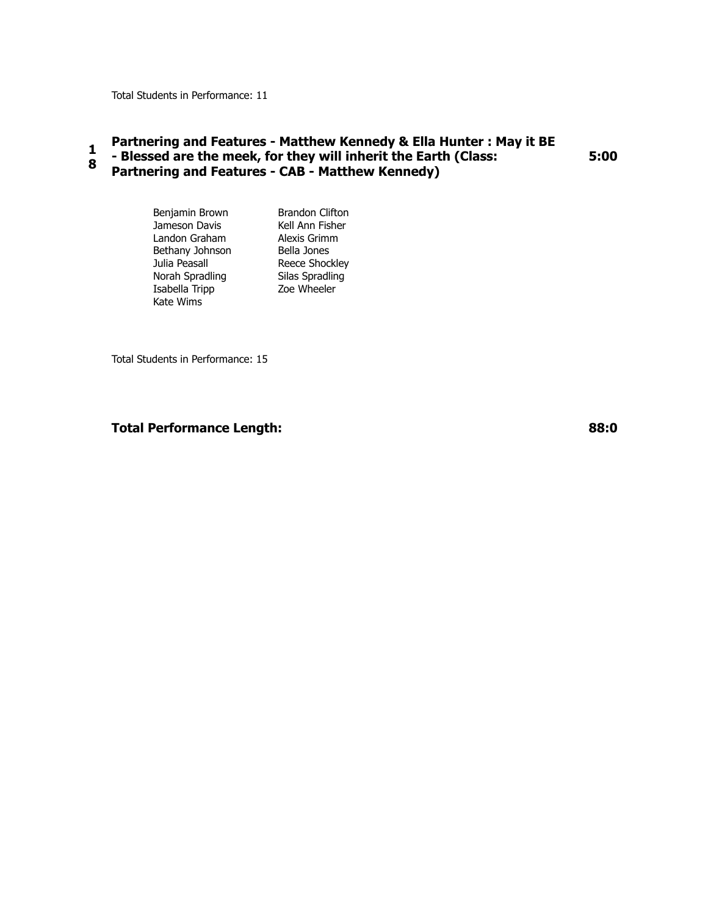Total Students in Performance: 11

**18 Partnering and Features - Matthew Kennedy & Ella Hunter : May it BE - Blessed are the meek, for they will inherit the Earth (Class: Partnering and Features - CAB - Matthew Kennedy)** **5:00**

| | |
|---|---|
| Benjamin Brown | Brandon Clifton |
| Jameson Davis | Kell Ann Fisher |
| Landon Graham | Alexis Grimm |
| Bethany Johnson | Bella Jones |
| Julia Peasall | Reece Shockley |
| Norah Spradling | Silas Spradling |
| Isabella Tripp | Zoe Wheeler |
| Kate Wims | |

Total Students in Performance: 15

**Total Performance Length:** **88:0**